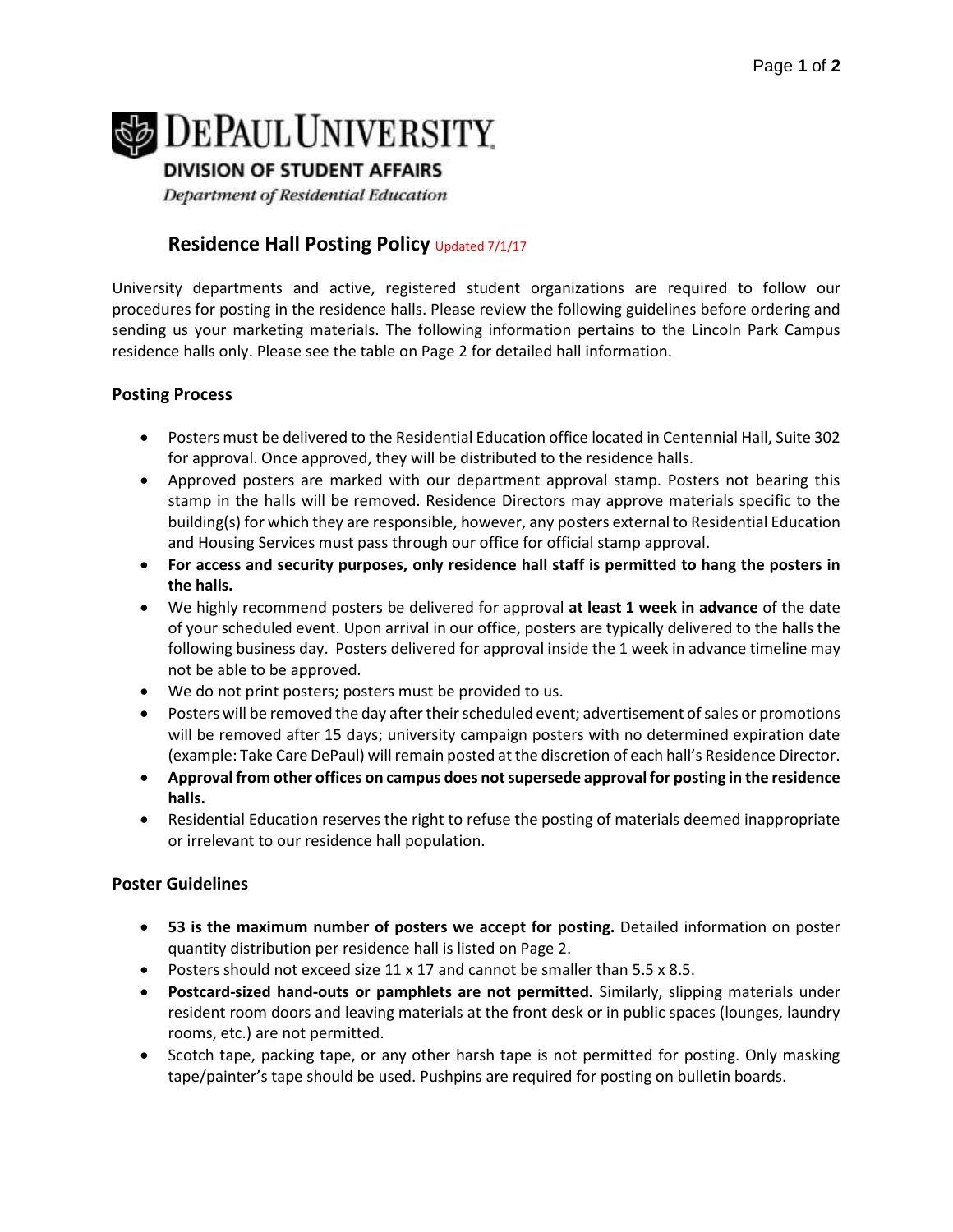**DEPAUL UNIVERSITY**
**DIVISION OF STUDENT AFFAIRS**
*Department of Residential Education*

## Residence Hall Posting Policy Updated 7/1/17

University departments and active, registered student organizations are required to follow our procedures for posting in the residence halls. Please review the following guidelines before ordering and sending us your marketing materials. The following information pertains to the Lincoln Park Campus residence halls only. Please see the table on Page 2 for detailed hall information.

### Posting Process

- Posters must be delivered to the Residential Education office located in Centennial Hall, Suite 302 for approval. Once approved, they will be distributed to the residence halls.
- Approved posters are marked with our department approval stamp. Posters not bearing this stamp in the halls will be removed. Residence Directors may approve materials specific to the building(s) for which they are responsible, however, any posters external to Residential Education and Housing Services must pass through our office for official stamp approval.
- **For access and security purposes, only residence hall staff is permitted to hang the posters in the halls.**
- We highly recommend posters be delivered for approval **at least 1 week in advance** of the date of your scheduled event. Upon arrival in our office, posters are typically delivered to the halls the following business day. Posters delivered for approval inside the 1 week in advance timeline may not be able to be approved.
- We do not print posters; posters must be provided to us.
- Posters will be removed the day after their scheduled event; advertisement of sales or promotions will be removed after 15 days; university campaign posters with no determined expiration date (example: Take Care DePaul) will remain posted at the discretion of each hall's Residence Director.
- **Approval from other offices on campus does not supersede approval for posting in the residence halls.**
- Residential Education reserves the right to refuse the posting of materials deemed inappropriate or irrelevant to our residence hall population.

### Poster Guidelines

- **53 is the maximum number of posters we accept for posting.** Detailed information on poster quantity distribution per residence hall is listed on Page 2.
- Posters should not exceed size 11 x 17 and cannot be smaller than 5.5 x 8.5.
- **Postcard-sized hand-outs or pamphlets are not permitted.** Similarly, slipping materials under resident room doors and leaving materials at the front desk or in public spaces (lounges, laundry rooms, etc.) are not permitted.
- Scotch tape, packing tape, or any other harsh tape is not permitted for posting. Only masking tape/painter's tape should be used. Pushpins are required for posting on bulletin boards.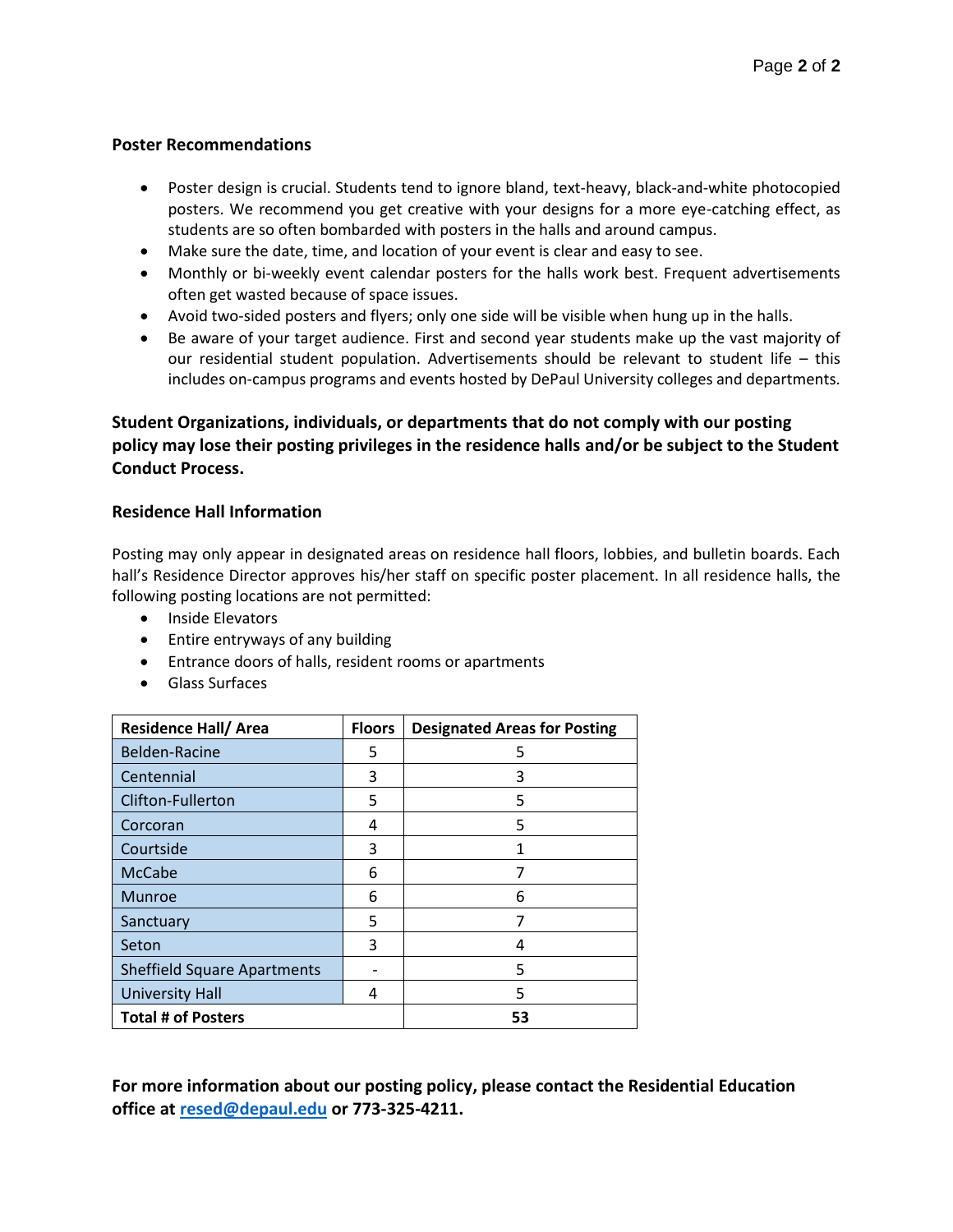### Poster Recommendations

- Poster design is crucial. Students tend to ignore bland, text-heavy, black-and-white photocopied posters. We recommend you get creative with your designs for a more eye-catching effect, as students are so often bombarded with posters in the halls and around campus.
- Make sure the date, time, and location of your event is clear and easy to see.
- Monthly or bi-weekly event calendar posters for the halls work best. Frequent advertisements often get wasted because of space issues.
- Avoid two-sided posters and flyers; only one side will be visible when hung up in the halls.
- Be aware of your target audience. First and second year students make up the vast majority of our residential student population. Advertisements should be relevant to student life – this includes on-campus programs and events hosted by DePaul University colleges and departments.

**Student Organizations, individuals, or departments that do not comply with our posting policy may lose their posting privileges in the residence halls and/or be subject to the Student Conduct Process.**

### Residence Hall Information

Posting may only appear in designated areas on residence hall floors, lobbies, and bulletin boards. Each hall's Residence Director approves his/her staff on specific poster placement. In all residence halls, the following posting locations are not permitted:

- Inside Elevators
- Entire entryways of any building
- Entrance doors of halls, resident rooms or apartments
- Glass Surfaces

| Residence Hall/ Area | Floors | Designated Areas for Posting |
|---|---|---|
| Belden-Racine | 5 | 5 |
| Centennial | 3 | 3 |
| Clifton-Fullerton | 5 | 5 |
| Corcoran | 4 | 5 |
| Courtside | 3 | 1 |
| McCabe | 6 | 7 |
| Munroe | 6 | 6 |
| Sanctuary | 5 | 7 |
| Seton | 3 | 4 |
| Sheffield Square Apartments | - | 5 |
| University Hall | 4 | 5 |
| **Total # of Posters** | | **53** |

**For more information about our posting policy, please contact the Residential Education office at resed@depaul.edu or 773-325-4211.**